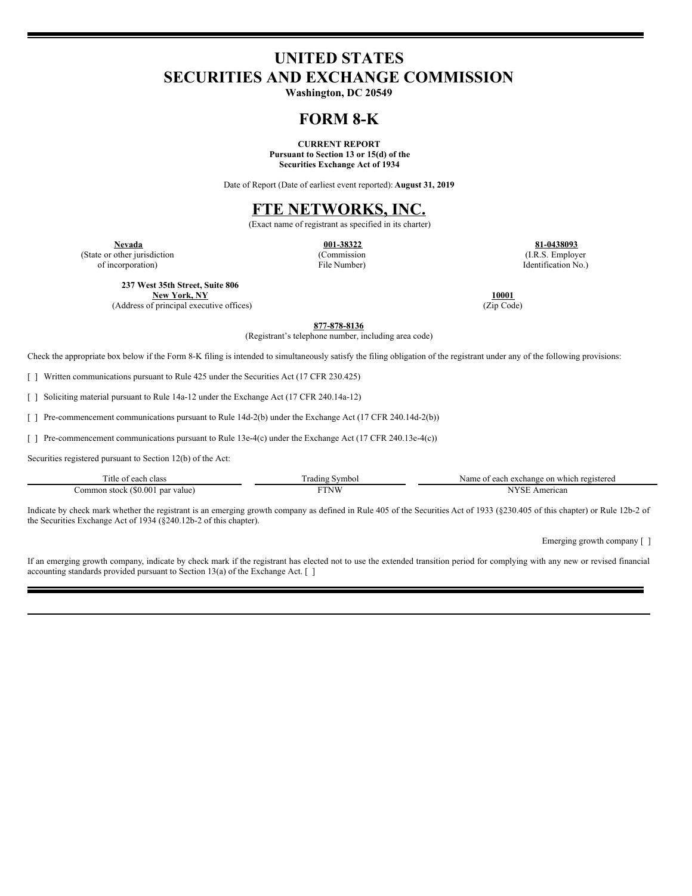# UNITED STATES
# SECURITIES AND EXCHANGE COMMISSION

**Washington, DC 20549**

# FORM 8-K

**CURRENT REPORT**
**Pursuant to Section 13 or 15(d) of the**
**Securities Exchange Act of 1934**

Date of Report (Date of earliest event reported): **August 31, 2019**

# FTE NETWORKS, INC.

(Exact name of registrant as specified in its charter)

| **Nevada** | **001-38322** | **81-0438093** |
|---|---|---|
| (State or other jurisdiction of incorporation) | (Commission File Number) | (I.R.S. Employer Identification No.) |

**237 West 35th Street, Suite 806**
**New York, NY** — **10001**
(Address of principal executive offices) (Zip Code)

**877-878-8136**
(Registrant's telephone number, including area code)

Check the appropriate box below if the Form 8-K filing is intended to simultaneously satisfy the filing obligation of the registrant under any of the following provisions:

[ ] Written communications pursuant to Rule 425 under the Securities Act (17 CFR 230.425)

[ ] Soliciting material pursuant to Rule 14a-12 under the Exchange Act (17 CFR 240.14a-12)

[ ] Pre-commencement communications pursuant to Rule 14d-2(b) under the Exchange Act (17 CFR 240.14d-2(b))

[ ] Pre-commencement communications pursuant to Rule 13e-4(c) under the Exchange Act (17 CFR 240.13e-4(c))

Securities registered pursuant to Section 12(b) of the Act:

| Title of each class | Trading Symbol | Name of each exchange on which registered |
|---|---|---|
| Common stock ($0.001 par value) | FTNW | NYSE American |

Indicate by check mark whether the registrant is an emerging growth company as defined in Rule 405 of the Securities Act of 1933 (§230.405 of this chapter) or Rule 12b-2 of the Securities Exchange Act of 1934 (§240.12b-2 of this chapter).

Emerging growth company [ ]

If an emerging growth company, indicate by check mark if the registrant has elected not to use the extended transition period for complying with any new or revised financial accounting standards provided pursuant to Section 13(a) of the Exchange Act. [ ]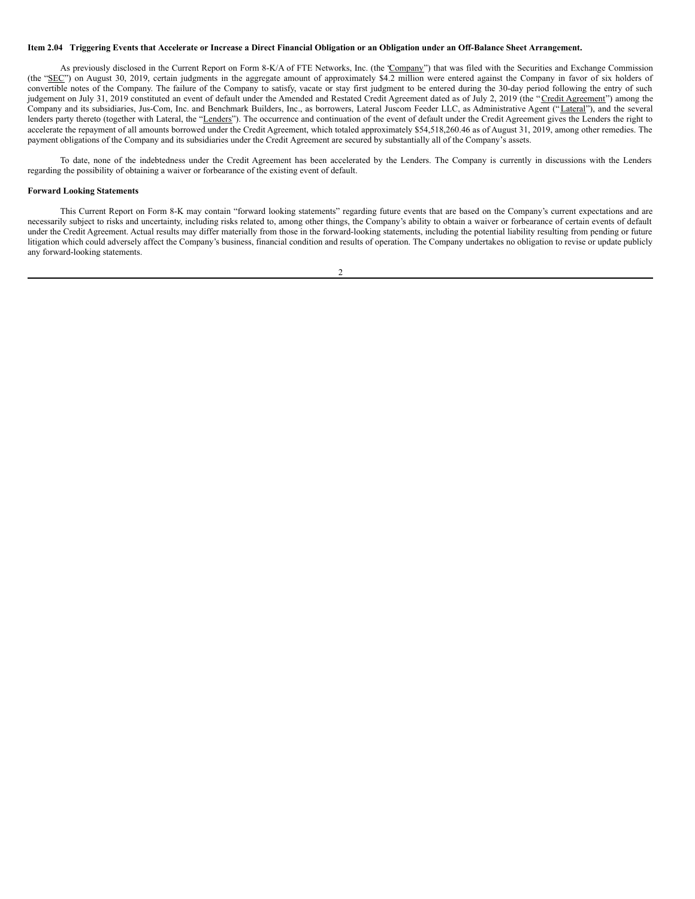**Item 2.04 Triggering Events that Accelerate or Increase a Direct Financial Obligation or an Obligation under an Off-Balance Sheet Arrangement.**

As previously disclosed in the Current Report on Form 8-K/A of FTE Networks, Inc. (the "Company") that was filed with the Securities and Exchange Commission (the "SEC") on August 30, 2019, certain judgments in the aggregate amount of approximately $4.2 million were entered against the Company in favor of six holders of convertible notes of the Company. The failure of the Company to satisfy, vacate or stay first judgment to be entered during the 30-day period following the entry of such judgement on July 31, 2019 constituted an event of default under the Amended and Restated Credit Agreement dated as of July 2, 2019 (the "Credit Agreement") among the Company and its subsidiaries, Jus-Com, Inc. and Benchmark Builders, Inc., as borrowers, Lateral Juscom Feeder LLC, as Administrative Agent ("Lateral"), and the several lenders party thereto (together with Lateral, the "Lenders"). The occurrence and continuation of the event of default under the Credit Agreement gives the Lenders the right to accelerate the repayment of all amounts borrowed under the Credit Agreement, which totaled approximately $54,518,260.46 as of August 31, 2019, among other remedies. The payment obligations of the Company and its subsidiaries under the Credit Agreement are secured by substantially all of the Company's assets.

To date, none of the indebtedness under the Credit Agreement has been accelerated by the Lenders. The Company is currently in discussions with the Lenders regarding the possibility of obtaining a waiver or forbearance of the existing event of default.

**Forward Looking Statements**

This Current Report on Form 8-K may contain "forward looking statements" regarding future events that are based on the Company's current expectations and are necessarily subject to risks and uncertainty, including risks related to, among other things, the Company's ability to obtain a waiver or forbearance of certain events of default under the Credit Agreement. Actual results may differ materially from those in the forward-looking statements, including the potential liability resulting from pending or future litigation which could adversely affect the Company's business, financial condition and results of operation. The Company undertakes no obligation to revise or update publicly any forward-looking statements.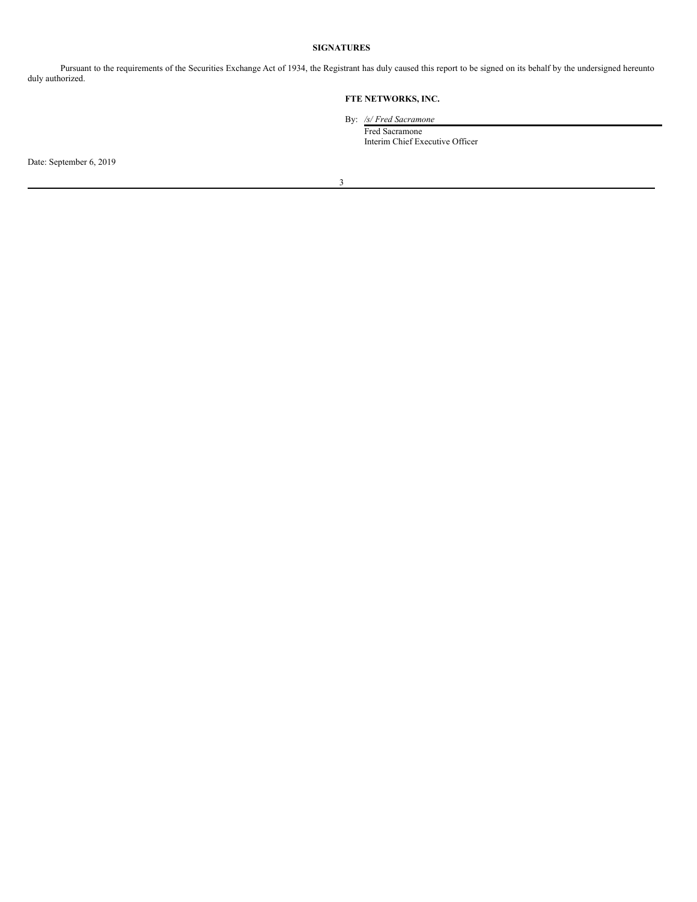**SIGNATURES**

Pursuant to the requirements of the Securities Exchange Act of 1934, the Registrant has duly caused this report to be signed on its behalf by the undersigned hereunto duly authorized.

**FTE NETWORKS, INC.**

By: */s/ Fred Sacramone*
Fred Sacramone
Interim Chief Executive Officer

Date: September 6, 2019